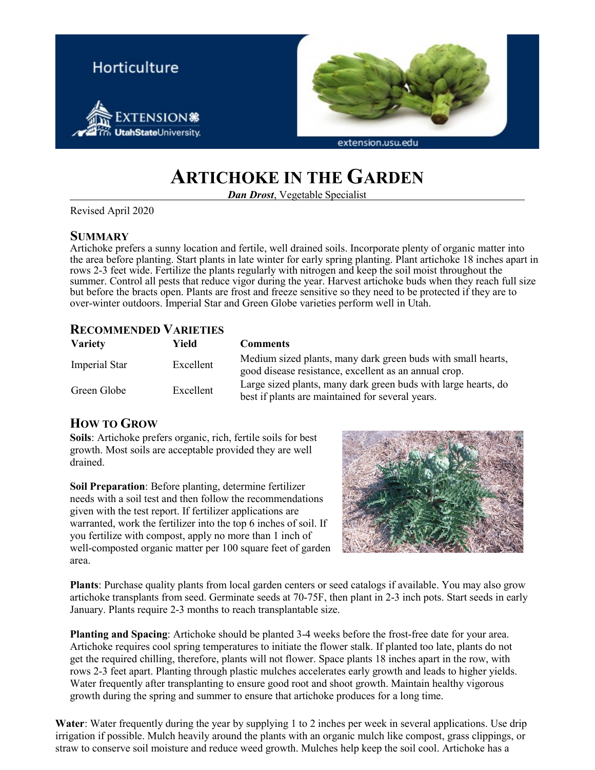Horticulture

# ARTICHOKE IN THE GARDEN

***Dan Drost***, Vegetable Specialist

Revised April 2020

## SUMMARY

Artichoke prefers a sunny location and fertile, well drained soils. Incorporate plenty of organic matter into the area before planting. Start plants in late winter for early spring planting. Plant artichoke 18 inches apart in rows 2-3 feet wide. Fertilize the plants regularly with nitrogen and keep the soil moist throughout the summer. Control all pests that reduce vigor during the year. Harvest artichoke buds when they reach full size but before the bracts open. Plants are frost and freeze sensitive so they need to be protected if they are to over-winter outdoors. Imperial Star and Green Globe varieties perform well in Utah.

## RECOMMENDED VARIETIES

| Variety | Yield | Comments |
|---|---|---|
| Imperial Star | Excellent | Medium sized plants, many dark green buds with small hearts, good disease resistance, excellent as an annual crop. |
| Green Globe | Excellent | Large sized plants, many dark green buds with large hearts, do best if plants are maintained for several years. |

## HOW TO GROW

**Soils**: Artichoke prefers organic, rich, fertile soils for best growth. Most soils are acceptable provided they are well drained.

**Soil Preparation**: Before planting, determine fertilizer needs with a soil test and then follow the recommendations given with the test report. If fertilizer applications are warranted, work the fertilizer into the top 6 inches of soil. If you fertilize with compost, apply no more than 1 inch of well-composted organic matter per 100 square feet of garden area.

**Plants**: Purchase quality plants from local garden centers or seed catalogs if available. You may also grow artichoke transplants from seed. Germinate seeds at 70-75F, then plant in 2-3 inch pots. Start seeds in early January. Plants require 2-3 months to reach transplantable size.

**Planting and Spacing**: Artichoke should be planted 3-4 weeks before the frost-free date for your area. Artichoke requires cool spring temperatures to initiate the flower stalk. If planted too late, plants do not get the required chilling, therefore, plants will not flower. Space plants 18 inches apart in the row, with rows 2-3 feet apart. Planting through plastic mulches accelerates early growth and leads to higher yields. Water frequently after transplanting to ensure good root and shoot growth. Maintain healthy vigorous growth during the spring and summer to ensure that artichoke produces for a long time.

**Water**: Water frequently during the year by supplying 1 to 2 inches per week in several applications. Use drip irrigation if possible. Mulch heavily around the plants with an organic mulch like compost, grass clippings, or straw to conserve soil moisture and reduce weed growth. Mulches help keep the soil cool. Artichoke has a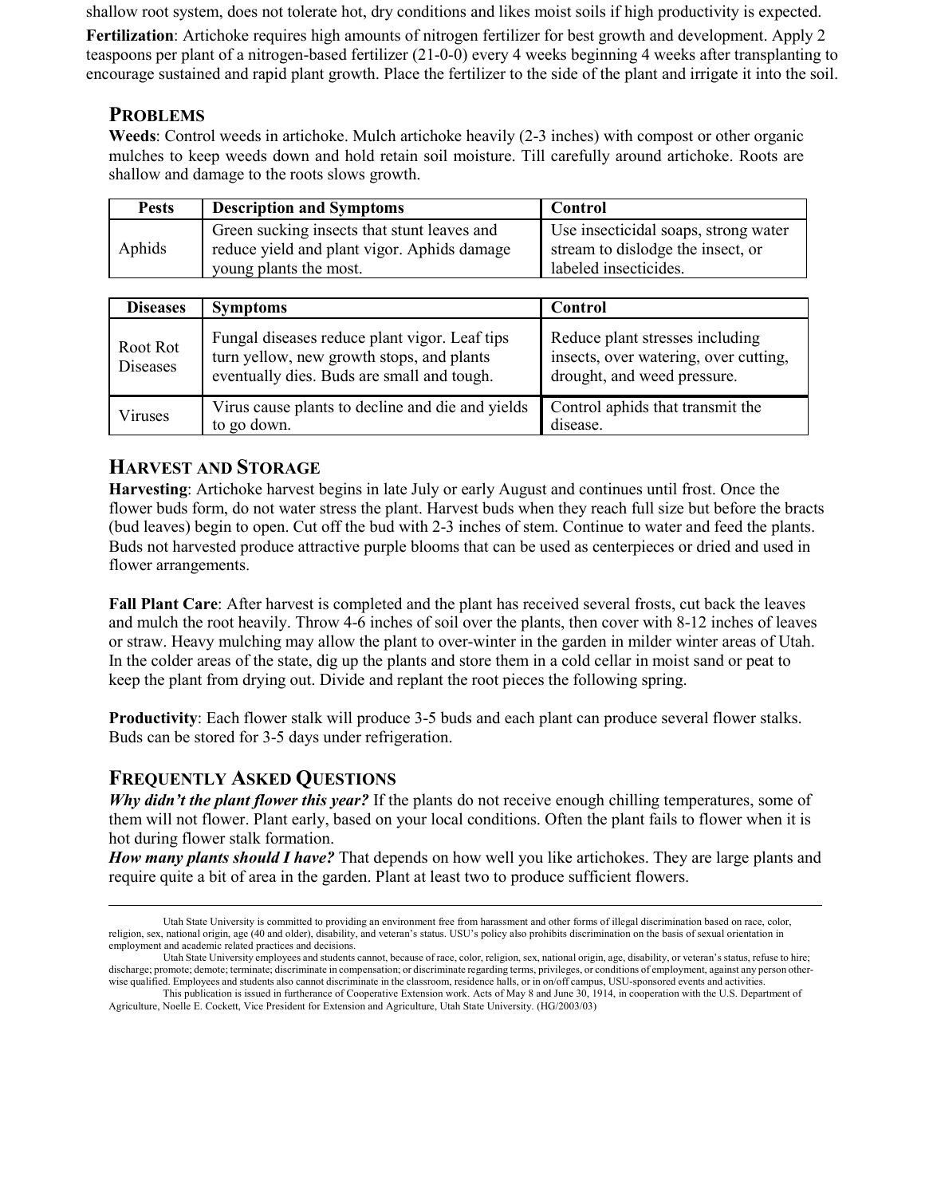shallow root system, does not tolerate hot, dry conditions and likes moist soils if high productivity is expected.

**Fertilization**: Artichoke requires high amounts of nitrogen fertilizer for best growth and development. Apply 2 teaspoons per plant of a nitrogen-based fertilizer (21-0-0) every 4 weeks beginning 4 weeks after transplanting to encourage sustained and rapid plant growth. Place the fertilizer to the side of the plant and irrigate it into the soil.

## Problems

**Weeds**: Control weeds in artichoke. Mulch artichoke heavily (2-3 inches) with compost or other organic mulches to keep weeds down and hold retain soil moisture. Till carefully around artichoke. Roots are shallow and damage to the roots slows growth.

| Pests | Description and Symptoms | Control |
|---|---|---|
| Aphids | Green sucking insects that stunt leaves and reduce yield and plant vigor. Aphids damage young plants the most. | Use insecticidal soaps, strong water stream to dislodge the insect, or labeled insecticides. |

| Diseases | Symptoms | Control |
|---|---|---|
| Root Rot Diseases | Fungal diseases reduce plant vigor. Leaf tips turn yellow, new growth stops, and plants eventually dies. Buds are small and tough. | Reduce plant stresses including insects, over watering, over cutting, drought, and weed pressure. |
| Viruses | Virus cause plants to decline and die and yields to go down. | Control aphids that transmit the disease. |

## Harvest and Storage

**Harvesting**: Artichoke harvest begins in late July or early August and continues until frost. Once the flower buds form, do not water stress the plant. Harvest buds when they reach full size but before the bracts (bud leaves) begin to open. Cut off the bud with 2-3 inches of stem. Continue to water and feed the plants. Buds not harvested produce attractive purple blooms that can be used as centerpieces or dried and used in flower arrangements.

**Fall Plant Care**: After harvest is completed and the plant has received several frosts, cut back the leaves and mulch the root heavily. Throw 4-6 inches of soil over the plants, then cover with 8-12 inches of leaves or straw. Heavy mulching may allow the plant to over-winter in the garden in milder winter areas of Utah. In the colder areas of the state, dig up the plants and store them in a cold cellar in moist sand or peat to keep the plant from drying out. Divide and replant the root pieces the following spring.

**Productivity**: Each flower stalk will produce 3-5 buds and each plant can produce several flower stalks. Buds can be stored for 3-5 days under refrigeration.

## Frequently Asked Questions

***Why didn't the plant flower this year?*** If the plants do not receive enough chilling temperatures, some of them will not flower. Plant early, based on your local conditions. Often the plant fails to flower when it is hot during flower stalk formation.

***How many plants should I have?*** That depends on how well you like artichokes. They are large plants and require quite a bit of area in the garden. Plant at least two to produce sufficient flowers.

---

Utah State University is committed to providing an environment free from harassment and other forms of illegal discrimination based on race, color, religion, sex, national origin, age (40 and older), disability, and veteran's status. USU's policy also prohibits discrimination on the basis of sexual orientation in employment and academic related practices and decisions.

Utah State University employees and students cannot, because of race, color, religion, sex, national origin, age, disability, or veteran's status, refuse to hire; discharge; promote; demote; terminate; discriminate in compensation; or discriminate regarding terms, privileges, or conditions of employment, against any person otherwise qualified. Employees and students also cannot discriminate in the classroom, residence halls, or in on/off campus, USU-sponsored events and activities.

This publication is issued in furtherance of Cooperative Extension work. Acts of May 8 and June 30, 1914, in cooperation with the U.S. Department of Agriculture, Noelle E. Cockett, Vice President for Extension and Agriculture, Utah State University. (HG/2003/03)